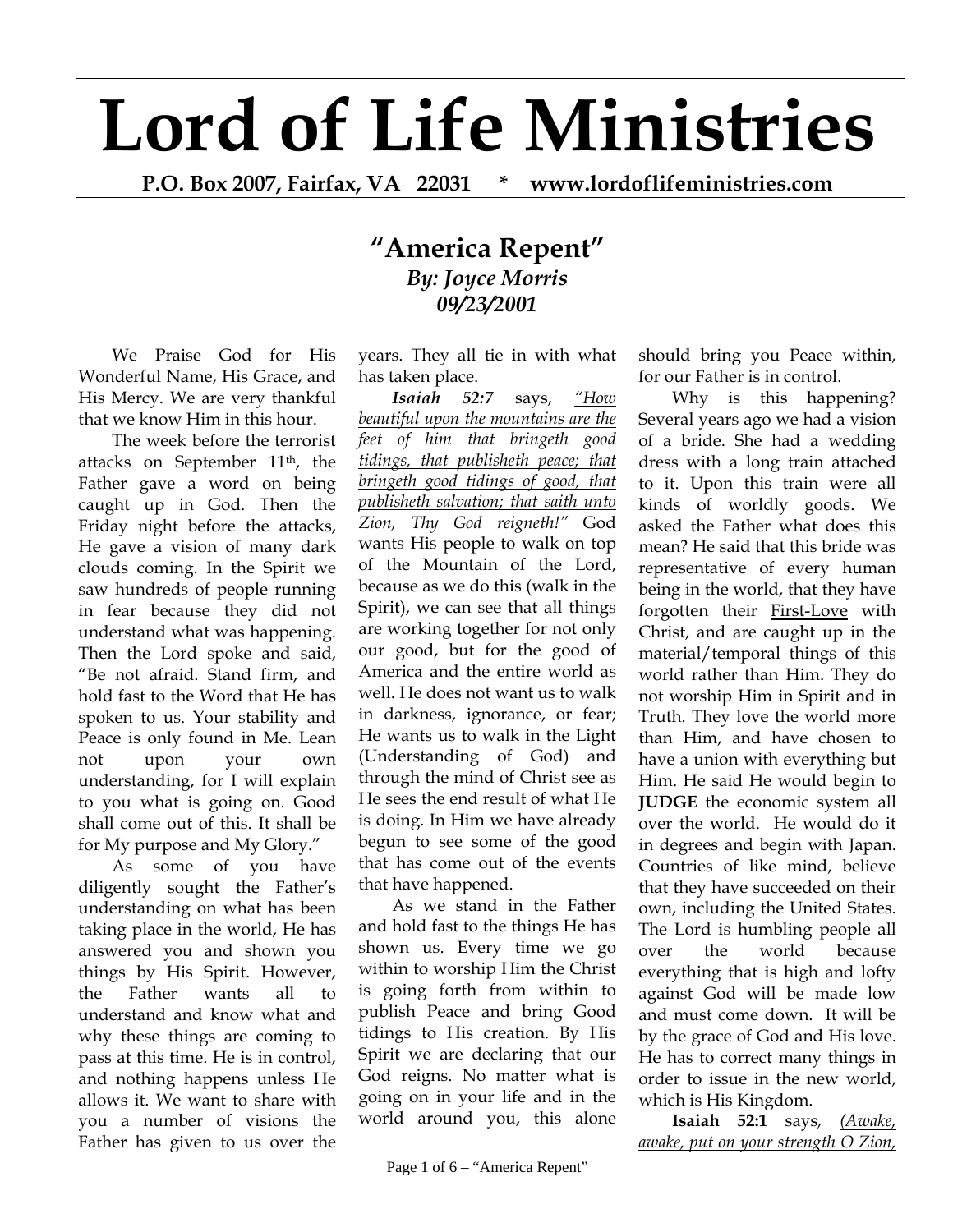# Lord of Life Ministries

**P.O. Box 2007, Fairfax, VA 22031 * www.lordoflifeministries.com**

## "America Repent"

***By: Joyce Morris***
***09/23/2001***

We Praise God for His Wonderful Name, His Grace, and His Mercy. We are very thankful that we know Him in this hour.

The week before the terrorist attacks on September 11th, the Father gave a word on being caught up in God. Then the Friday night before the attacks, He gave a vision of many dark clouds coming. In the Spirit we saw hundreds of people running in fear because they did not understand what was happening. Then the Lord spoke and said, "Be not afraid. Stand firm, and hold fast to the Word that He has spoken to us. Your stability and Peace is only found in Me. Lean not upon your own understanding, for I will explain to you what is going on. Good shall come out of this. It shall be for My purpose and My Glory."

As some of you have diligently sought the Father's understanding on what has been taking place in the world, He has answered you and shown you things by His Spirit. However, the Father wants all to understand and know what and why these things are coming to pass at this time. He is in control, and nothing happens unless He allows it. We want to share with you a number of visions the Father has given to us over the years. They all tie in with what has taken place.

***Isaiah 52:7*** says, *"How beautiful upon the mountains are the feet of him that bringeth good tidings, that publisheth peace; that bringeth good tidings of good, that publisheth salvation; that saith unto Zion, Thy God reigneth!"* God wants His people to walk on top of the Mountain of the Lord, because as we do this (walk in the Spirit), we can see that all things are working together for not only our good, but for the good of America and the entire world as well. He does not want us to walk in darkness, ignorance, or fear; He wants us to walk in the Light (Understanding of God) and through the mind of Christ see as He sees the end result of what He is doing. In Him we have already begun to see some of the good that has come out of the events that have happened.

As we stand in the Father and hold fast to the things He has shown us. Every time we go within to worship Him the Christ is going forth from within to publish Peace and bring Good tidings to His creation. By His Spirit we are declaring that our God reigns. No matter what is going on in your life and in the world around you, this alone should bring you Peace within, for our Father is in control.

Why is this happening? Several years ago we had a vision of a bride. She had a wedding dress with a long train attached to it. Upon this train were all kinds of worldly goods. We asked the Father what does this mean? He said that this bride was representative of every human being in the world, that they have forgotten their First-Love with Christ, and are caught up in the material/temporal things of this world rather than Him. They do not worship Him in Spirit and in Truth. They love the world more than Him, and have chosen to have a union with everything but Him. He said He would begin to **JUDGE** the economic system all over the world. He would do it in degrees and begin with Japan. Countries of like mind, believe that they have succeeded on their own, including the United States. The Lord is humbling people all over the world because everything that is high and lofty against God will be made low and must come down. It will be by the grace of God and His love. He has to correct many things in order to issue in the new world, which is His Kingdom.

**Isaiah 52:1** says, *(Awake, awake, put on your strength O Zion,*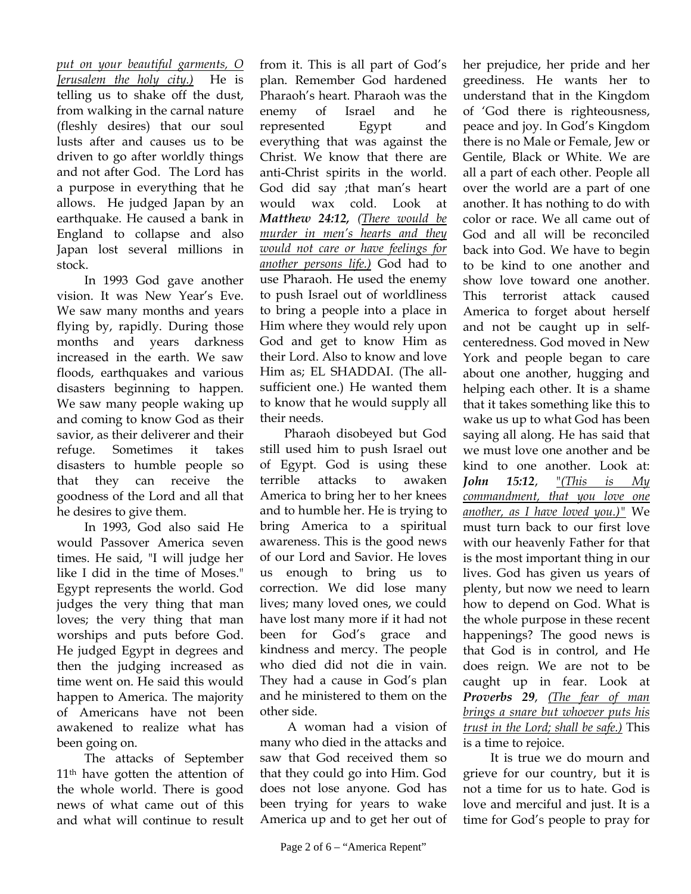*put on your beautiful garments, O Jerusalem the holy city.)* He is telling us to shake off the dust, from walking in the carnal nature (fleshly desires) that our soul lusts after and causes us to be driven to go after worldly things and not after God. The Lord has a purpose in everything that he allows. He judged Japan by an earthquake. He caused a bank in England to collapse and also Japan lost several millions in stock.

In 1993 God gave another vision. It was New Year's Eve. We saw many months and years flying by, rapidly. During those months and years darkness increased in the earth. We saw floods, earthquakes and various disasters beginning to happen. We saw many people waking up and coming to know God as their savior, as their deliverer and their refuge. Sometimes it takes disasters to humble people so that they can receive the goodness of the Lord and all that he desires to give them.

In 1993, God also said He would Passover America seven times. He said, "I will judge her like I did in the time of Moses." Egypt represents the world. God judges the very thing that man loves; the very thing that man worships and puts before God. He judged Egypt in degrees and then the judging increased as time went on. He said this would happen to America. The majority of Americans have not been awakened to realize what has been going on.

The attacks of September 11th have gotten the attention of the whole world. There is good news of what came out of this and what will continue to result from it. This is all part of God's plan. Remember God hardened Pharaoh's heart. Pharaoh was the enemy of Israel and he represented Egypt and everything that was against the Christ. We know that there are anti-Christ spirits in the world. God did say ;that man's heart would wax cold. Look at ***Matthew 24:12,*** *(There would be murder in men's hearts and they would not care or have feelings for another persons life.)* God had to use Pharaoh. He used the enemy to push Israel out of worldliness to bring a people into a place in Him where they would rely upon God and get to know Him as their Lord. Also to know and love Him as; EL SHADDAI. (The all-sufficient one.) He wanted them to know that he would supply all their needs.

Pharaoh disobeyed but God still used him to push Israel out of Egypt. God is using these terrible attacks to awaken America to bring her to her knees and to humble her. He is trying to bring America to a spiritual awareness. This is the good news of our Lord and Savior. He loves us enough to bring us to correction. We did lose many lives; many loved ones, we could have lost many more if it had not been for God's grace and kindness and mercy. The people who died did not die in vain. They had a cause in God's plan and he ministered to them on the other side.

A woman had a vision of many who died in the attacks and saw that God received them so that they could go into Him. God does not lose anyone. God has been trying for years to wake America up and to get her out of her prejudice, her pride and her greediness. He wants her to understand that in the Kingdom of 'God there is righteousness, peace and joy. In God's Kingdom there is no Male or Female, Jew or Gentile, Black or White. We are all a part of each other. People all over the world are a part of one another. It has nothing to do with color or race. We all came out of God and all will be reconciled back into God. We have to begin to be kind to one another and show love toward one another. This terrorist attack caused America to forget about herself and not be caught up in self-centeredness. God moved in New York and people began to care about one another, hugging and helping each other. It is a shame that it takes something like this to wake us up to what God has been saying all along. He has said that we must love one another and be kind to one another. Look at: ***John 15:12***, *"(This is My commandment, that you love one another, as I have loved you.)"* We must turn back to our first love with our heavenly Father for that is the most important thing in our lives. God has given us years of plenty, but now we need to learn how to depend on God. What is the whole purpose in these recent happenings? The good news is that God is in control, and He does reign. We are not to be caught up in fear. Look at ***Proverbs 29***, *(The fear of man brings a snare but whoever puts his trust in the Lord; shall be safe.)* This is a time to rejoice.

It is true we do mourn and grieve for our country, but it is not a time for us to hate. God is love and merciful and just. It is a time for God's people to pray for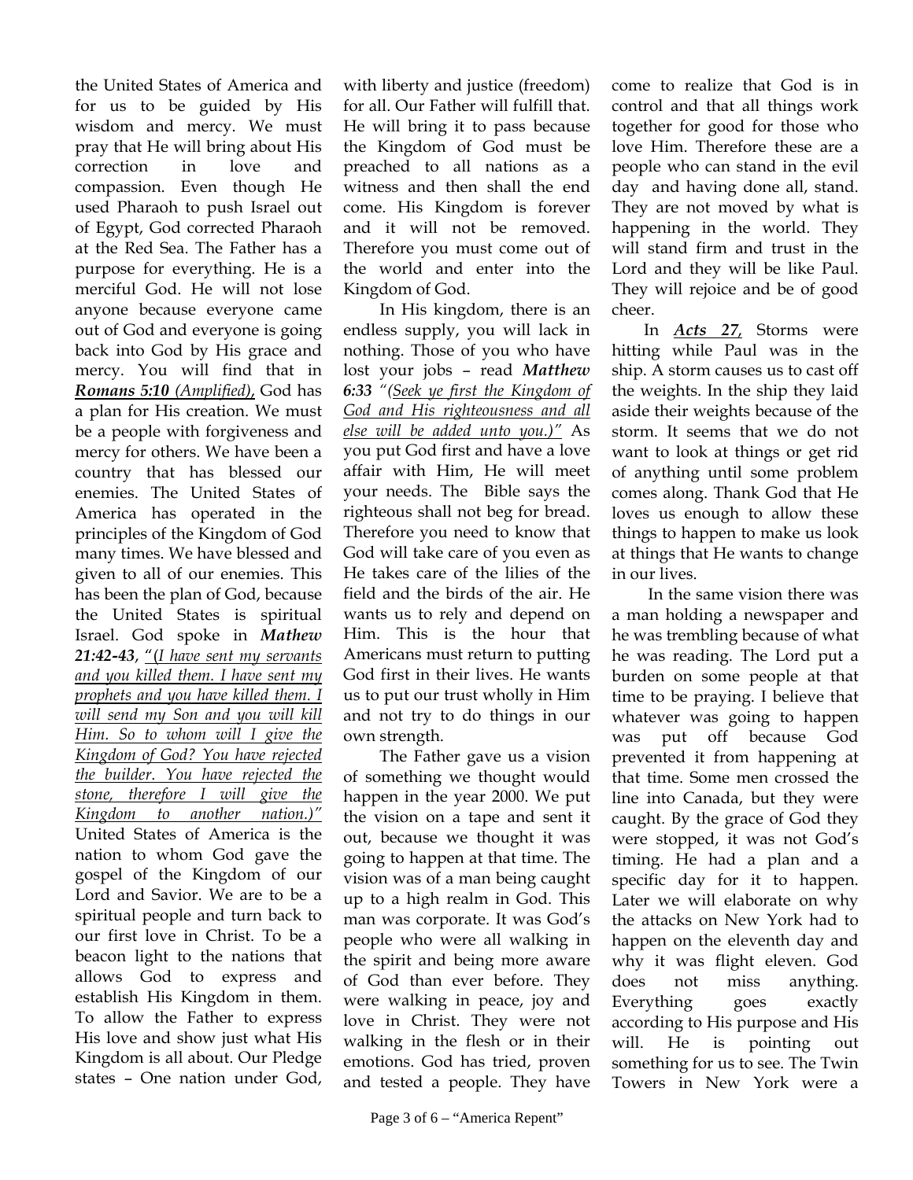the United States of America and for us to be guided by His wisdom and mercy. We must pray that He will bring about His correction in love and compassion. Even though He used Pharaoh to push Israel out of Egypt, God corrected Pharaoh at the Red Sea. The Father has a purpose for everything. He is a merciful God. He will not lose anyone because everyone came out of God and everyone is going back into God by His grace and mercy. You will find that in ***Romans 5:10** (Amplified)*, God has a plan for His creation. We must be a people with forgiveness and mercy for others. We have been a country that has blessed our enemies. The United States of America has operated in the principles of the Kingdom of God many times. We have blessed and given to all of our enemies. This has been the plan of God, because the United States is spiritual Israel. God spoke in ***Mathew 21:42-43***, "*(I have sent my servants and you killed them. I have sent my prophets and you have killed them. I will send my Son and you will kill Him. So to whom will I give the Kingdom of God? You have rejected the builder. You have rejected the stone, therefore I will give the Kingdom to another nation.)*" United States of America is the nation to whom God gave the gospel of the Kingdom of our Lord and Savior. We are to be a spiritual people and turn back to our first love in Christ. To be a beacon light to the nations that allows God to express and establish His Kingdom in them. To allow the Father to express His love and show just what His Kingdom is all about. Our Pledge states – One nation under God, with liberty and justice (freedom) for all. Our Father will fulfill that. He will bring it to pass because the Kingdom of God must be preached to all nations as a witness and then shall the end come. His Kingdom is forever and it will not be removed. Therefore you must come out of the world and enter into the Kingdom of God.

In His kingdom, there is an endless supply, you will lack in nothing. Those of you who have lost your jobs – read ***Matthew 6:33*** "*(Seek ye first the Kingdom of God and His righteousness and all else will be added unto you.)*" As you put God first and have a love affair with Him, He will meet your needs. The Bible says the righteous shall not beg for bread. Therefore you need to know that God will take care of you even as He takes care of the lilies of the field and the birds of the air. He wants us to rely and depend on Him. This is the hour that Americans must return to putting God first in their lives. He wants us to put our trust wholly in Him and not try to do things in our own strength.

The Father gave us a vision of something we thought would happen in the year 2000. We put the vision on a tape and sent it out, because we thought it was going to happen at that time. The vision was of a man being caught up to a high realm in God. This man was corporate. It was God's people who were all walking in the spirit and being more aware of God than ever before. They were walking in peace, joy and love in Christ. They were not walking in the flesh or in their emotions. God has tried, proven and tested a people. They have come to realize that God is in control and that all things work together for good for those who love Him. Therefore these are a people who can stand in the evil day and having done all, stand. They are not moved by what is happening in the world. They will stand firm and trust in the Lord and they will be like Paul. They will rejoice and be of good cheer.

In ***Acts 27***, Storms were hitting while Paul was in the ship. A storm causes us to cast off the weights. In the ship they laid aside their weights because of the storm. It seems that we do not want to look at things or get rid of anything until some problem comes along. Thank God that He loves us enough to allow these things to happen to make us look at things that He wants to change in our lives.

In the same vision there was a man holding a newspaper and he was trembling because of what he was reading. The Lord put a burden on some people at that time to be praying. I believe that whatever was going to happen was put off because God prevented it from happening at that time. Some men crossed the line into Canada, but they were caught. By the grace of God they were stopped, it was not God's timing. He had a plan and a specific day for it to happen. Later we will elaborate on why the attacks on New York had to happen on the eleventh day and why it was flight eleven. God does not miss anything. Everything goes exactly according to His purpose and His will. He is pointing out something for us to see. The Twin Towers in New York were a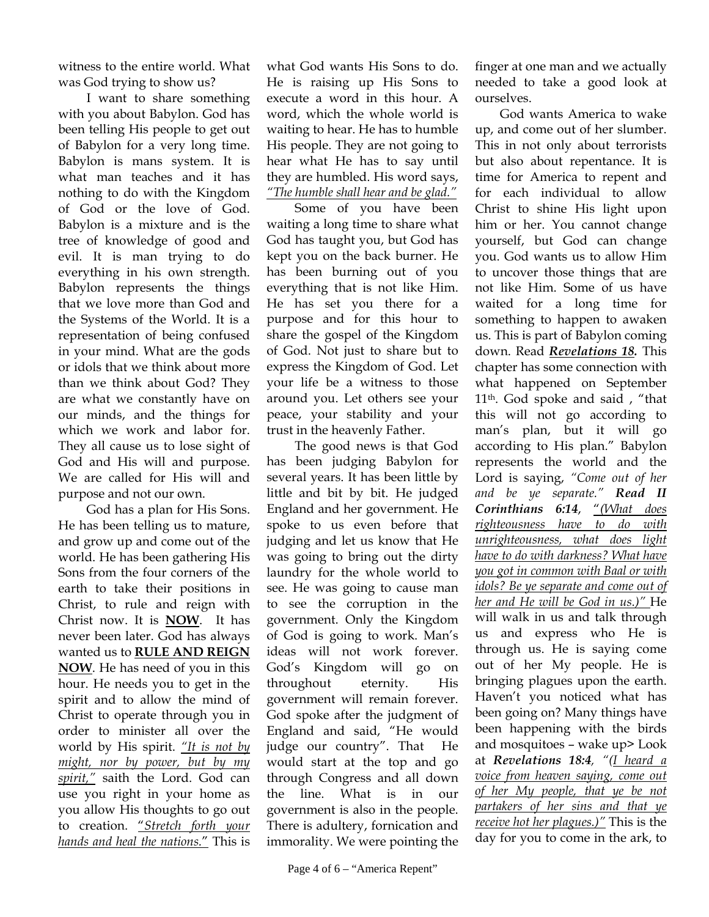witness to the entire world. What was God trying to show us?

I want to share something with you about Babylon. God has been telling His people to get out of Babylon for a very long time. Babylon is mans system. It is what man teaches and it has nothing to do with the Kingdom of God or the love of God. Babylon is a mixture and is the tree of knowledge of good and evil. It is man trying to do everything in his own strength. Babylon represents the things that we love more than God and the Systems of the World. It is a representation of being confused in your mind. What are the gods or idols that we think about more than we think about God? They are what we constantly have on our minds, and the things for which we work and labor for. They all cause us to lose sight of God and His will and purpose. We are called for His will and purpose and not our own.

God has a plan for His Sons. He has been telling us to mature, and grow up and come out of the world. He has been gathering His Sons from the four corners of the earth to take their positions in Christ, to rule and reign with Christ now. It is **NOW**. It has never been later. God has always wanted us to **RULE AND REIGN NOW**. He has need of you in this hour. He needs you to get in the spirit and to allow the mind of Christ to operate through you in order to minister all over the world by His spirit. *"It is not by might, nor by power, but by my spirit,"* saith the Lord. God can use you right in your home as you allow His thoughts to go out to creation. "*Stretch forth your hands and heal the nations.*" This is what God wants His Sons to do. He is raising up His Sons to execute a word in this hour. A word, which the whole world is waiting to hear. He has to humble His people. They are not going to hear what He has to say until they are humbled. His word says, *"The humble shall hear and be glad."*

Some of you have been waiting a long time to share what God has taught you, but God has kept you on the back burner. He has been burning out of you everything that is not like Him. He has set you there for a purpose and for this hour to share the gospel of the Kingdom of God. Not just to share but to express the Kingdom of God. Let your life be a witness to those around you. Let others see your peace, your stability and your trust in the heavenly Father.

The good news is that God has been judging Babylon for several years. It has been little by little and bit by bit. He judged England and her government. He spoke to us even before that judging and let us know that He was going to bring out the dirty laundry for the whole world to see. He was going to cause man to see the corruption in the government. Only the Kingdom of God is going to work. Man's ideas will not work forever. God's Kingdom will go on throughout eternity. His government will remain forever. God spoke after the judgment of England and said, "He would judge our country". That He would start at the top and go through Congress and all down the line. What is in our government is also in the people. There is adultery, fornication and immorality. We were pointing the finger at one man and we actually needed to take a good look at ourselves.

God wants America to wake up, and come out of her slumber. This in not only about terrorists but also about repentance. It is time for America to repent and for each individual to allow Christ to shine His light upon him or her. You cannot change yourself, but God can change you. God wants us to allow Him to uncover those things that are not like Him. Some of us have waited for a long time for something to happen to awaken us. This is part of Babylon coming down. Read ***Revelations 18.*** This chapter has some connection with what happened on September 11th. God spoke and said , "that this will not go according to man's plan, but it will go according to His plan." Babylon represents the world and the Lord is saying, *"Come out of her and be ye separate."* ***Read II Corinthians 6:14***, "*(What does righteousness have to do with unrighteousness, what does light have to do with darkness? What have you got in common with Baal or with idols? Be ye separate and come out of her and He will be God in us.)"* He will walk in us and talk through us and express who He is through us. He is saying come out of her My people. He is bringing plagues upon the earth. Haven't you noticed what has been going on? Many things have been happening with the birds and mosquitoes – wake up> Look at ***Revelations 18:4***, *"(I heard a voice from heaven saying, come out of her My people, that ye be not partakers of her sins and that ye receive hot her plagues.)"* This is the day for you to come in the ark, to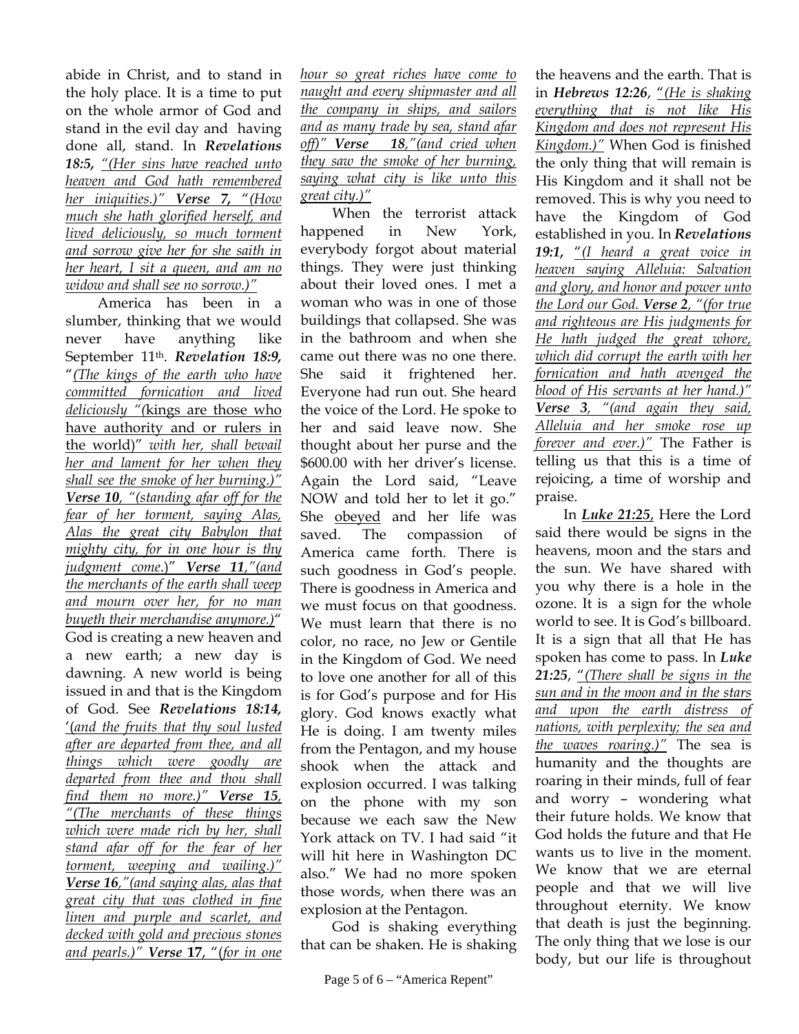abide in Christ, and to stand in the holy place. It is a time to put on the whole armor of God and stand in the evil day and having done all, stand. In ***Revelations 18:5***, *"(Her sins have reached unto heaven and God hath remembered her iniquities.)"* ***Verse 7***, *"(How much she hath glorified herself, and lived deliciously, so much torment and sorrow give her for she saith in her heart, I sit a queen, and am no widow and shall see no sorrow.)"*

America has been in a slumber, thinking that we would never have anything like September 11th. ***Revelation 18:9***, *"(The kings of the earth who have committed fornication and lived deliciously "(*kings are those who have authority and or rulers in the world)" *with her, shall bewail her and lament for her when they shall see the smoke of her burning.)"* ***Verse 10***, *"(standing afar off for the fear of her torment, saying Alas, Alas the great city Babylon that mighty city, for in one hour is thy judgment come.)"* ***Verse 11***,*"(and the merchants of the earth shall weep and mourn over her, for no man buyeth their merchandise anymore.)"* God is creating a new heaven and a new earth; a new day is dawning. A new world is being issued in and that is the Kingdom of God. See ***Revelations 18:14***, '*(and the fruits that thy soul lusted after are departed from thee, and all things which were goodly are departed from thee and thou shall find them no more.)"* ***Verse 15***, *"(The merchants of these things which were made rich by her, shall stand afar off for the fear of her torment, weeping and wailing.)"* ***Verse 16***,*"(and saying alas, alas that great city that was clothed in fine linen and purple and scarlet, and decked with gold and precious stones and pearls.)"* ***Verse 17***, *"(for in one hour so great riches have come to naught and every shipmaster and all the company in ships, and sailors and as many trade by sea, stand afar off)"* ***Verse 18***,*"(and cried when they saw the smoke of her burning, saying what city is like unto this great city.)"*

When the terrorist attack happened in New York, everybody forgot about material things. They were just thinking about their loved ones. I met a woman who was in one of those buildings that collapsed. She was in the bathroom and when she came out there was no one there. She said it frightened her. Everyone had run out. She heard the voice of the Lord. He spoke to her and said leave now. She thought about her purse and the $600.00 with her driver's license. Again the Lord said, "Leave NOW and told her to let it go." She obeyed and her life was saved. The compassion of America came forth. There is such goodness in God's people. There is goodness in America and we must focus on that goodness. We must learn that there is no color, no race, no Jew or Gentile in the Kingdom of God. We need to love one another for all of this is for God's purpose and for His glory. God knows exactly what He is doing. I am twenty miles from the Pentagon, and my house shook when the attack and explosion occurred. I was talking on the phone with my son because we each saw the New York attack on TV. I had said "it will hit here in Washington DC also." We had no more spoken those words, when there was an explosion at the Pentagon.

God is shaking everything that can be shaken. He is shaking the heavens and the earth. That is in ***Hebrews 12:26***, *"(He is shaking everything that is not like His Kingdom and does not represent His Kingdom.)"* When God is finished the only thing that will remain is His Kingdom and it shall not be removed. This is why you need to have the Kingdom of God established in you. In ***Revelations 19:1***, *"(I heard a great voice in heaven saying Alleluia: Salvation and glory, and honor and power unto the Lord our God.* ***Verse 2***, *"(for true and righteous are His judgments for He hath judged the great whore, which did corrupt the earth with her fornication and hath avenged the blood of His servants at her hand.)"* ***Verse 3***, *"(and again they said, Alleluia and her smoke rose up forever and ever.)"* The Father is telling us that this is a time of rejoicing, a time of worship and praise.

In ***Luke 21:25***, Here the Lord said there would be signs in the heavens, moon and the stars and the sun. We have shared with you why there is a hole in the ozone. It is a sign for the whole world to see. It is God's billboard. It is a sign that all that He has spoken has come to pass. In ***Luke 21:25***, *"(There shall be signs in the sun and in the moon and in the stars and upon the earth distress of nations, with perplexity; the sea and the waves roaring.)"* The sea is humanity and the thoughts are roaring in their minds, full of fear and worry – wondering what their future holds. We know that God holds the future and that He wants us to live in the moment. We know that we are eternal people and that we will live throughout eternity. We know that death is just the beginning. The only thing that we lose is our body, but our life is throughout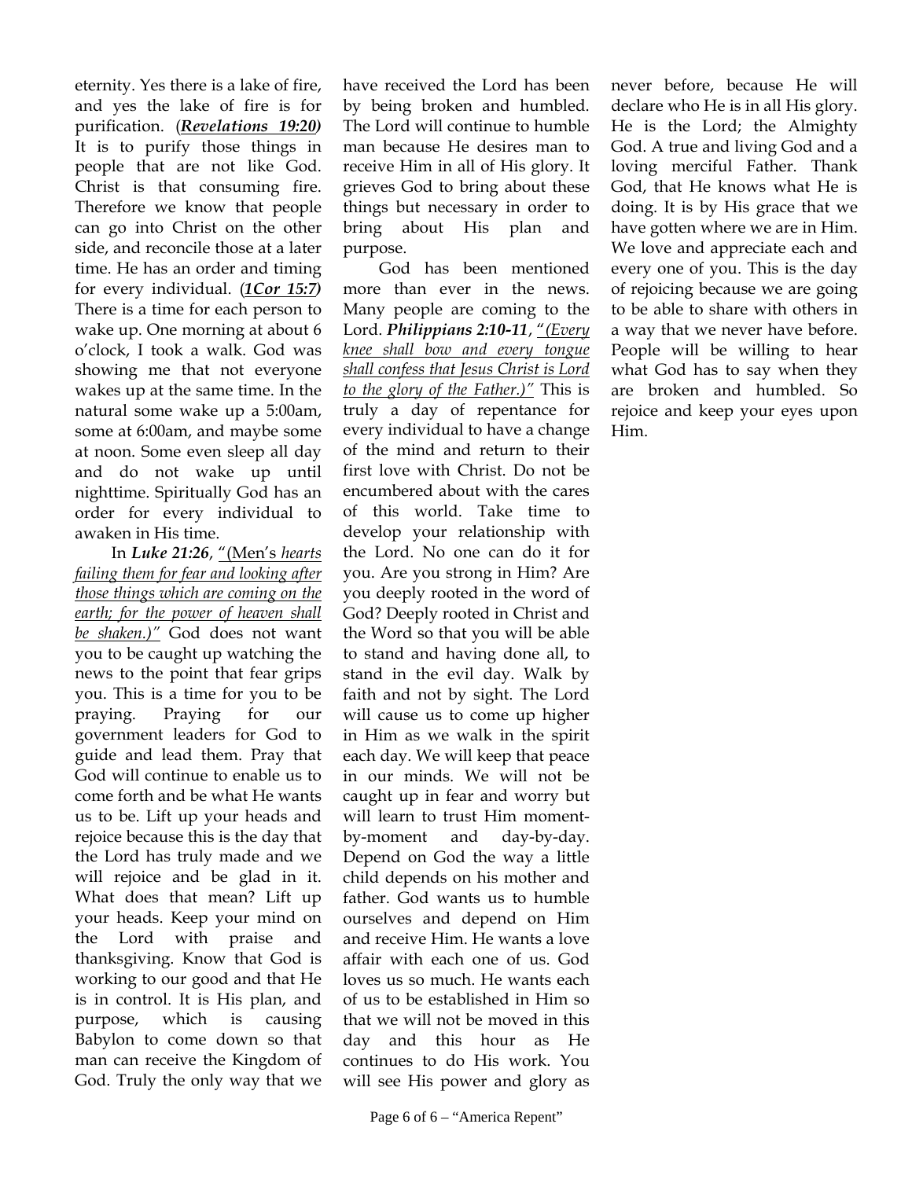eternity. Yes there is a lake of fire, and yes the lake of fire is for purification. (***Revelations 19:20***) It is to purify those things in people that are not like God. Christ is that consuming fire. Therefore we know that people can go into Christ on the other side, and reconcile those at a later time. He has an order and timing for every individual. (***1Cor 15:7***) There is a time for each person to wake up. One morning at about 6 o'clock, I took a walk. God was showing me that not everyone wakes up at the same time. In the natural some wake up a 5:00am, some at 6:00am, and maybe some at noon. Some even sleep all day and do not wake up until nighttime. Spiritually God has an order for every individual to awaken in His time.

In ***Luke 21:26***, "(Men's *hearts failing them for fear and looking after those things which are coming on the earth; for the power of heaven shall be shaken.)"* God does not want you to be caught up watching the news to the point that fear grips you. This is a time for you to be praying. Praying for our government leaders for God to guide and lead them. Pray that God will continue to enable us to come forth and be what He wants us to be. Lift up your heads and rejoice because this is the day that the Lord has truly made and we will rejoice and be glad in it. What does that mean? Lift up your heads. Keep your mind on the Lord with praise and thanksgiving. Know that God is working to our good and that He is in control. It is His plan, and purpose, which is causing Babylon to come down so that man can receive the Kingdom of God. Truly the only way that we have received the Lord has been by being broken and humbled. The Lord will continue to humble man because He desires man to receive Him in all of His glory. It grieves God to bring about these things but necessary in order to bring about His plan and purpose.

God has been mentioned more than ever in the news. Many people are coming to the Lord. ***Philippians 2:10-11***, "*(Every knee shall bow and every tongue shall confess that Jesus Christ is Lord to the glory of the Father.)"* This is truly a day of repentance for every individual to have a change of the mind and return to their first love with Christ. Do not be encumbered about with the cares of this world. Take time to develop your relationship with the Lord. No one can do it for you. Are you strong in Him? Are you deeply rooted in the word of God? Deeply rooted in Christ and the Word so that you will be able to stand and having done all, to stand in the evil day. Walk by faith and not by sight. The Lord will cause us to come up higher in Him as we walk in the spirit each day. We will keep that peace in our minds. We will not be caught up in fear and worry but will learn to trust Him moment-by-moment and day-by-day. Depend on God the way a little child depends on his mother and father. God wants us to humble ourselves and depend on Him and receive Him. He wants a love affair with each one of us. God loves us so much. He wants each of us to be established in Him so that we will not be moved in this day and this hour as He continues to do His work. You will see His power and glory as never before, because He will declare who He is in all His glory. He is the Lord; the Almighty God. A true and living God and a loving merciful Father. Thank God, that He knows what He is doing. It is by His grace that we have gotten where we are in Him. We love and appreciate each and every one of you. This is the day of rejoicing because we are going to be able to share with others in a way that we never have before. People will be willing to hear what God has to say when they are broken and humbled. So rejoice and keep your eyes upon Him.